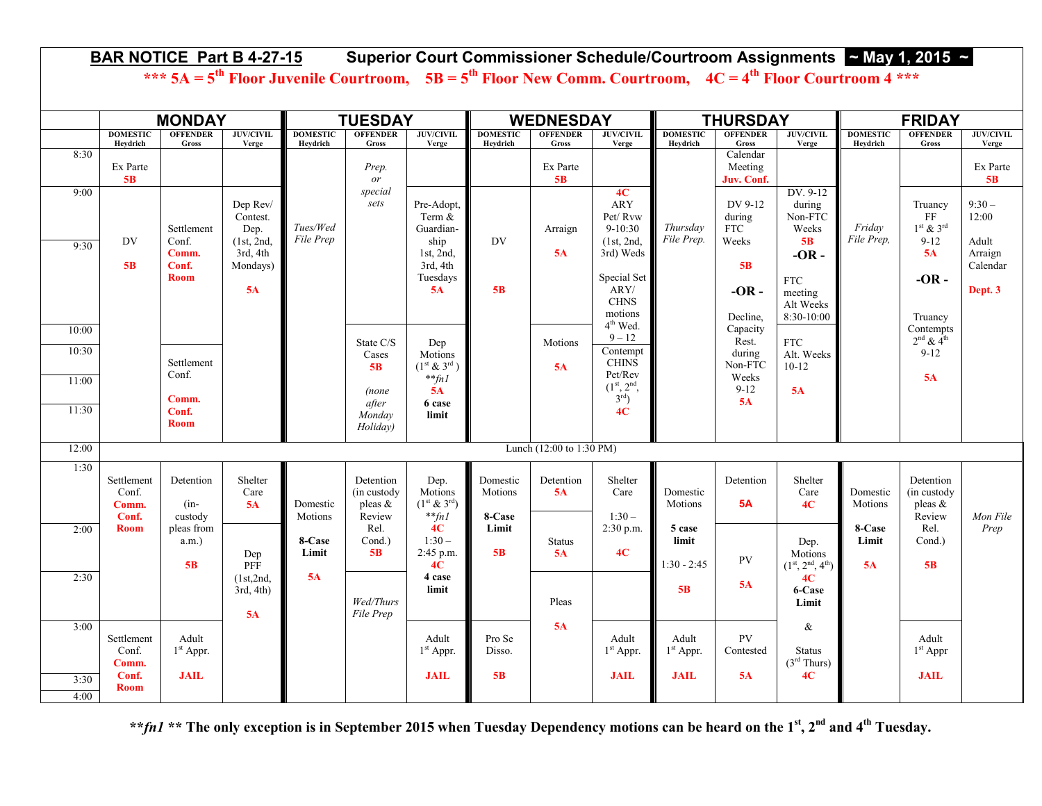# BAR NOTICE Part B 4-27-15 Superior Court Commissioner Schedule/Courtroom Assignments ~ May 1, 2015 ~

**\*\*\* 5A = 5th Floor Juvenile Courtroom, 5B = 5th Floor New Comm. Courtroom, 4C = 4th Floor Courtroom 4 \*\*\***

| | MONDAY | | | TUESDAY | | | WEDNESDAY | | | THURSDAY | | | FRIDAY | | |
|---|---|---|---|---|---|---|---|---|---|---|---|---|---|---|---|
| | DOMESTIC Heydrich | OFFENDER Gross | JUV/CIVIL Verge | DOMESTIC Heydrich | OFFENDER Gross | JUV/CIVIL Verge | DOMESTIC Heydrich | OFFENDER Gross | JUV/CIVIL Verge | DOMESTIC Heydrich | OFFENDER Gross | JUV/CIVIL Verge | DOMESTIC Heydrich | OFFENDER Gross | JUV/CIVIL Verge |
| 8:30 | Ex Parte **5B** | | | | *Prep. or special sets* | | | Ex Parte **5B** | | | Calendar Meeting **Juv. Conf.** | | | | Ex Parte **5B** |
| 9:00–10:00 | DV **5B** | Settlement Conf. **Comm. Conf. Room** | Dep Rev/ Contest. Dep. (1st, 2nd, 3rd, 4th Mondays) **5A** | *Tues/Wed File Prep* | | Pre-Adopt, Term & Guardianship 1st, 2nd, 3rd, 4th Tuesdays **5A** | DV **5B** | Arraign **5A** | **4C** ARY Pet/ Rvw 9-10:30 (1st, 2nd, 3rd) Weds; Special Set ARY/ CHNS motions 4th Wed. 9 – 12 | *Thursday File Prep.* | DV 9-12 during FTC Weeks **5B** **-OR -** Decline, Capacity Rest. during Non-FTC Weeks 9-12 **5A** | DV. 9-12 during Non-FTC Weeks **5B** **-OR -** FTC meeting Alt Weeks 8:30-10:00 | *Friday File Prep,* | Truancy FF 1st & 3rd 9-12 **5A** **-OR -** Truancy Contempts 2nd & 4th 9-12 **5A** | 9:30 – 12:00 Adult Arraign Calendar **Dept. 3** |
| 10:00–11:30 | | Settlement Conf. **Comm. Conf. Room** | | | State C/S Cases **5B** *(none after Monday Holiday)* | Dep Motions (1st & 3rd ) *\*\*fn1* **5A** **6 case limit** | | Motions **5A** | Contempt CHINS Pet/Rev (1st, 2nd, 3rd) **4C** | | | FTC Alt. Weeks 10-12 **5A** | | | |
| 12:00 | Lunch (12:00 to 1:30 PM) | | | | | | | | | | | | | | |
| 1:30 | Settlement Conf. **Comm. Conf. Room** | Detention (in-custody pleas from a.m.) **5B** | Shelter Care **5A** | Domestic Motions **8-Case Limit** **5A** | Detention (in custody pleas & Review Rel. Cond.) **5B** | Dep. Motions (1st & 3rd) *\*\*fn1* **4C** 1:30 – 2:45 p.m. **4C** **4 case limit** | Domestic Motions **8-Case Limit** **5B** | Detention **5A** | Shelter Care 1:30 – 2:30 p.m. **4C** | Domestic Motions **5 case limit** 1:30 - 2:45 **5B** | Detention **5A** | Shelter Care **4C** | Domestic Motions **8-Case Limit** **5A** | Detention (in custody pleas & Review Rel. Cond.) **5B** | *Mon File Prep* |
| 2:00–2:30 | | | Dep PFF (1st,2nd, 3rd, 4th) **5A** | | *Wed/Thurs File Prep* | | | Status **5A**; Pleas **5A** | | | PV **5A** | Dep. Motions (1st, 2nd, 4th) **4C** **6-Case Limit** & Status (3rd Thurs) **4C** | | | |
| 3:00–4:00 | Settlement Conf. **Comm. Conf. Room** | Adult 1st Appr. **JAIL** | | | | Adult 1st Appr. **JAIL** | Pro Se Disso. **5B** | | Adult 1st Appr. **JAIL** | Adult 1st Appr. **JAIL** | PV Contested **5A** | | | Adult 1st Appr **JAIL** | |

***\*\*fn1* \*\* The only exception is in September 2015 when Tuesday Dependency motions can be heard on the 1st, 2nd and 4th Tuesday.**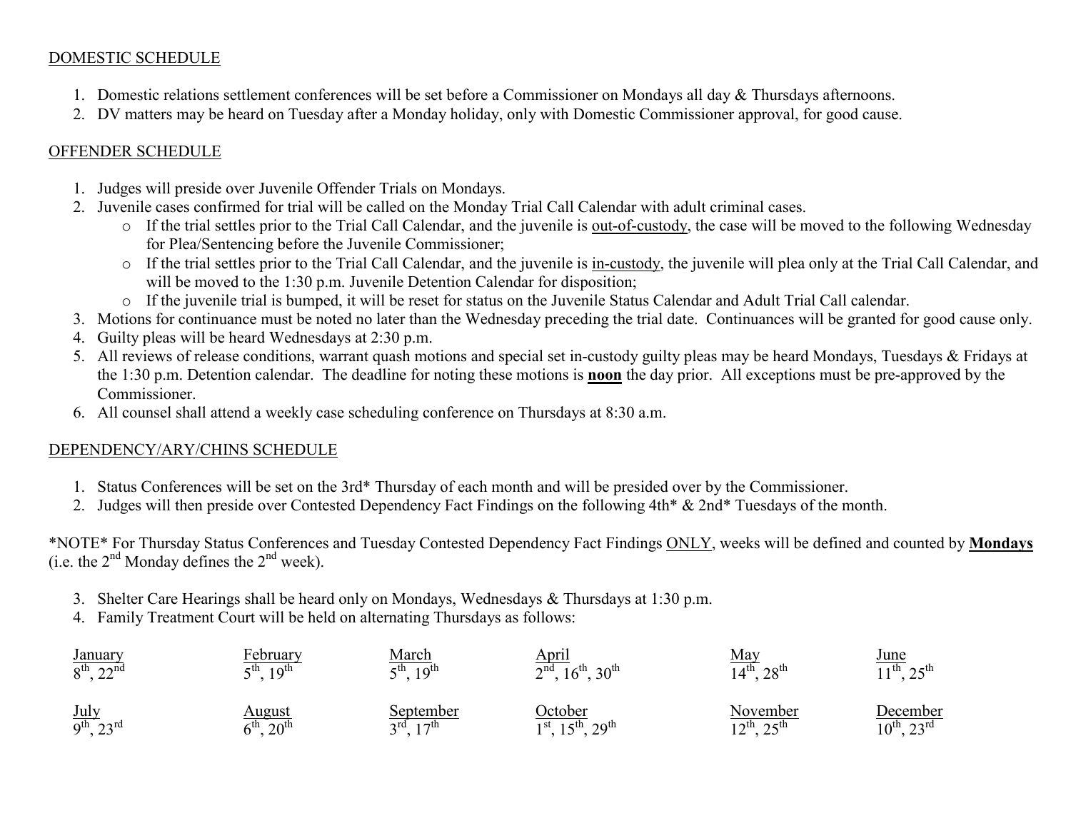## DOMESTIC SCHEDULE

1. Domestic relations settlement conferences will be set before a Commissioner on Mondays all day & Thursdays afternoons.
2. DV matters may be heard on Tuesday after a Monday holiday, only with Domestic Commissioner approval, for good cause.

## OFFENDER SCHEDULE

1. Judges will preside over Juvenile Offender Trials on Mondays.
2. Juvenile cases confirmed for trial will be called on the Monday Trial Call Calendar with adult criminal cases.
   - If the trial settles prior to the Trial Call Calendar, and the juvenile is out-of-custody, the case will be moved to the following Wednesday for Plea/Sentencing before the Juvenile Commissioner;
   - If the trial settles prior to the Trial Call Calendar, and the juvenile is in-custody, the juvenile will plea only at the Trial Call Calendar, and will be moved to the 1:30 p.m. Juvenile Detention Calendar for disposition;
   - If the juvenile trial is bumped, it will be reset for status on the Juvenile Status Calendar and Adult Trial Call calendar.
3. Motions for continuance must be noted no later than the Wednesday preceding the trial date. Continuances will be granted for good cause only.
4. Guilty pleas will be heard Wednesdays at 2:30 p.m.
5. All reviews of release conditions, warrant quash motions and special set in-custody guilty pleas may be heard Mondays, Tuesdays & Fridays at the 1:30 p.m. Detention calendar. The deadline for noting these motions is **noon** the day prior. All exceptions must be pre-approved by the Commissioner.
6. All counsel shall attend a weekly case scheduling conference on Thursdays at 8:30 a.m.

## DEPENDENCY/ARY/CHINS SCHEDULE

1. Status Conferences will be set on the 3rd* Thursday of each month and will be presided over by the Commissioner.
2. Judges will then preside over Contested Dependency Fact Findings on the following 4th* & 2nd* Tuesdays of the month.

*NOTE* For Thursday Status Conferences and Tuesday Contested Dependency Fact Findings ONLY, weeks will be defined and counted by **Mondays** (i.e. the 2nd Monday defines the 2nd week).

3. Shelter Care Hearings shall be heard only on Mondays, Wednesdays & Thursdays at 1:30 p.m.
4. Family Treatment Court will be held on alternating Thursdays as follows:

| January | February | March | April | May | June |
|---|---|---|---|---|---|
| 8th, 22nd | 5th, 19th | 5th, 19th | 2nd, 16th, 30th | 14th, 28th | 11th, 25th |
| **July** | **August** | **September** | **October** | **November** | **December** |
| 9th, 23rd | 6th, 20th | 3rd, 17th | 1st, 15th, 29th | 12th, 25th | 10th, 23rd |